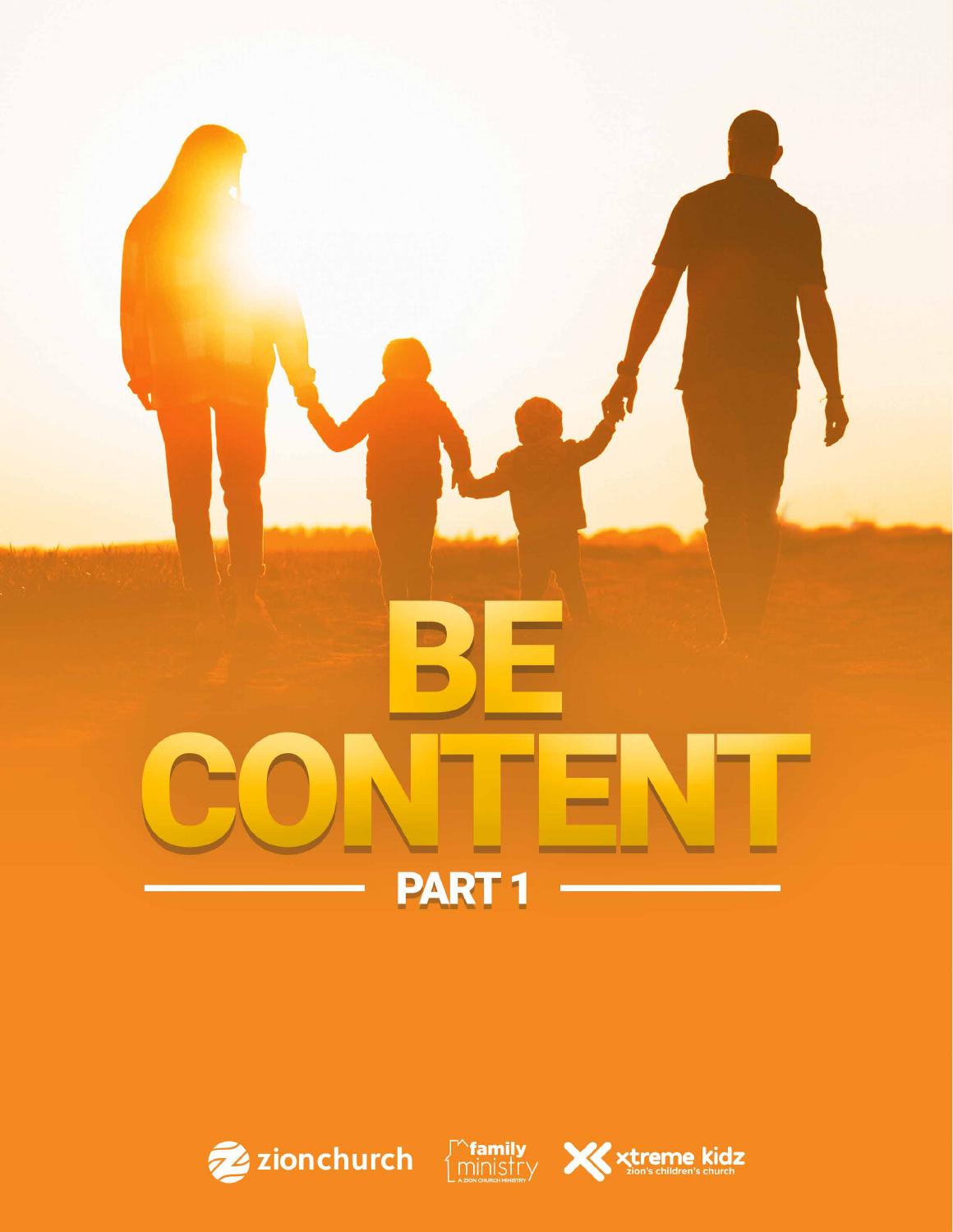# BE CONTENT

## PART 1

zionchurch

family ministry
A ZION CHURCH MINISTRY

xtreme kidz
zion's children's church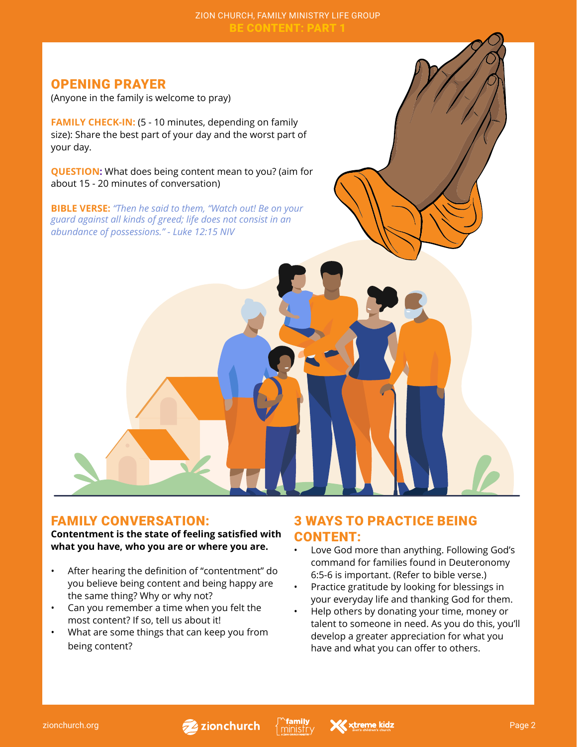## OPENING PRAYER

(Anyone in the family is welcome to pray)

**FAMILY CHECK-IN:** (5 - 10 minutes, depending on family size): Share the best part of your day and the worst part of your day.

**QUESTION:** What does being content mean to you? (aim for about 15 - 20 minutes of conversation)

**BIBLE VERSE:** *"Then he said to them, "Watch out! Be on your guard against all kinds of greed; life does not consist in an abundance of possessions." - Luke 12:15 NIV*

## FAMILY CONVERSATION:

**Contentment is the state of feeling satisfied with what you have, who you are or where you are.**

- After hearing the definition of "contentment" do you believe being content and being happy are the same thing? Why or why not?
- Can you remember a time when you felt the most content? If so, tell us about it!
- What are some things that can keep you from being content?

## 3 WAYS TO PRACTICE BEING CONTENT:

- Love God more than anything. Following God's command for families found in Deuteronomy 6:5-6 is important. (Refer to bible verse.)
- Practice gratitude by looking for blessings in your everyday life and thanking God for them.
- Help others by donating your time, money or talent to someone in need. As you do this, you'll develop a greater appreciation for what you have and what you can offer to others.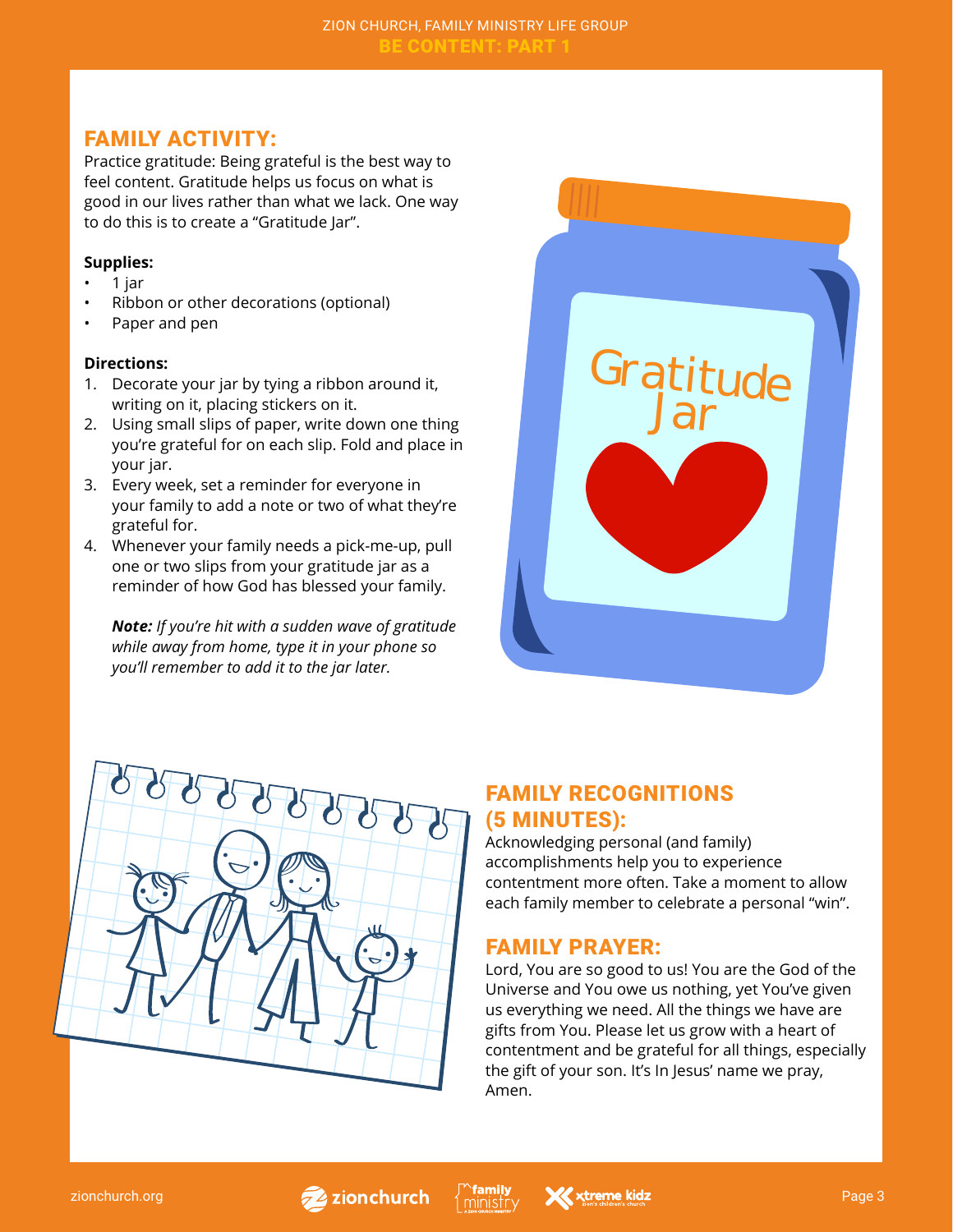## FAMILY ACTIVITY:

Practice gratitude: Being grateful is the best way to feel content. Gratitude helps us focus on what is good in our lives rather than what we lack. One way to do this is to create a "Gratitude Jar".

**Supplies:**

- 1 jar
- Ribbon or other decorations (optional)
- Paper and pen

**Directions:**

1. Decorate your jar by tying a ribbon around it, writing on it, placing stickers on it.
2. Using small slips of paper, write down one thing you're grateful for on each slip. Fold and place in your jar.
3. Every week, set a reminder for everyone in your family to add a note or two of what they're grateful for.
4. Whenever your family needs a pick-me-up, pull one or two slips from your gratitude jar as a reminder of how God has blessed your family.

***Note:*** *If you're hit with a sudden wave of gratitude while away from home, type it in your phone so you'll remember to add it to the jar later.*

## FAMILY RECOGNITIONS (5 MINUTES):

Acknowledging personal (and family) accomplishments help you to experience contentment more often. Take a moment to allow each family member to celebrate a personal "win".

## FAMILY PRAYER:

Lord, You are so good to us! You are the God of the Universe and You owe us nothing, yet You've given us everything we need. All the things we have are gifts from You. Please let us grow with a heart of contentment and be grateful for all things, especially the gift of your son. It's In Jesus' name we pray, Amen.